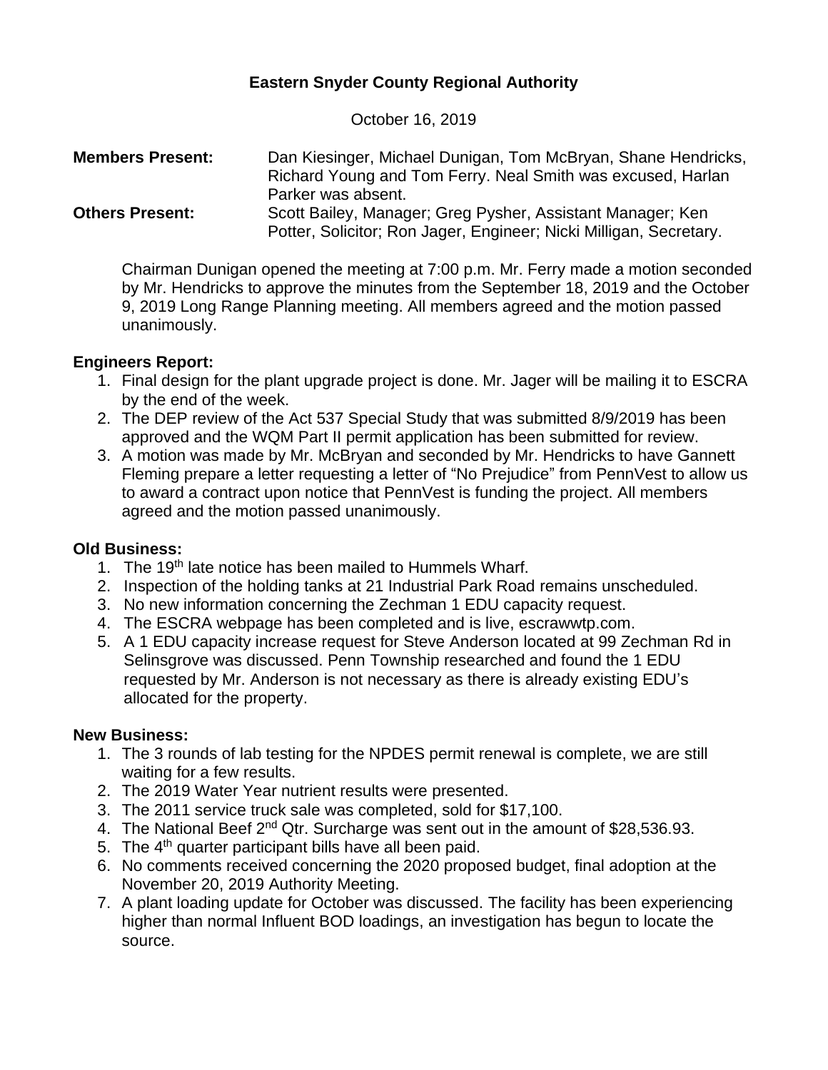# Eastern Snyder County Regional Authority

October 16, 2019

**Members Present:** Dan Kiesinger, Michael Dunigan, Tom McBryan, Shane Hendricks, Richard Young and Tom Ferry. Neal Smith was excused, Harlan Parker was absent.

**Others Present:** Scott Bailey, Manager; Greg Pysher, Assistant Manager; Ken Potter, Solicitor; Ron Jager, Engineer; Nicki Milligan, Secretary.

Chairman Dunigan opened the meeting at 7:00 p.m. Mr. Ferry made a motion seconded by Mr. Hendricks to approve the minutes from the September 18, 2019 and the October 9, 2019 Long Range Planning meeting. All members agreed and the motion passed unanimously.

## Engineers Report:

1. Final design for the plant upgrade project is done. Mr. Jager will be mailing it to ESCRA by the end of the week.
2. The DEP review of the Act 537 Special Study that was submitted 8/9/2019 has been approved and the WQM Part II permit application has been submitted for review.
3. A motion was made by Mr. McBryan and seconded by Mr. Hendricks to have Gannett Fleming prepare a letter requesting a letter of "No Prejudice" from PennVest to allow us to award a contract upon notice that PennVest is funding the project. All members agreed and the motion passed unanimously.

## Old Business:

1. The 19th late notice has been mailed to Hummels Wharf.
2. Inspection of the holding tanks at 21 Industrial Park Road remains unscheduled.
3. No new information concerning the Zechman 1 EDU capacity request.
4. The ESCRA webpage has been completed and is live, escrawwtp.com.
5. A 1 EDU capacity increase request for Steve Anderson located at 99 Zechman Rd in Selinsgrove was discussed. Penn Township researched and found the 1 EDU requested by Mr. Anderson is not necessary as there is already existing EDU's allocated for the property.

## New Business:

1. The 3 rounds of lab testing for the NPDES permit renewal is complete, we are still waiting for a few results.
2. The 2019 Water Year nutrient results were presented.
3. The 2011 service truck sale was completed, sold for $17,100.
4. The National Beef 2nd Qtr. Surcharge was sent out in the amount of $28,536.93.
5. The 4th quarter participant bills have all been paid.
6. No comments received concerning the 2020 proposed budget, final adoption at the November 20, 2019 Authority Meeting.
7. A plant loading update for October was discussed. The facility has been experiencing higher than normal Influent BOD loadings, an investigation has begun to locate the source.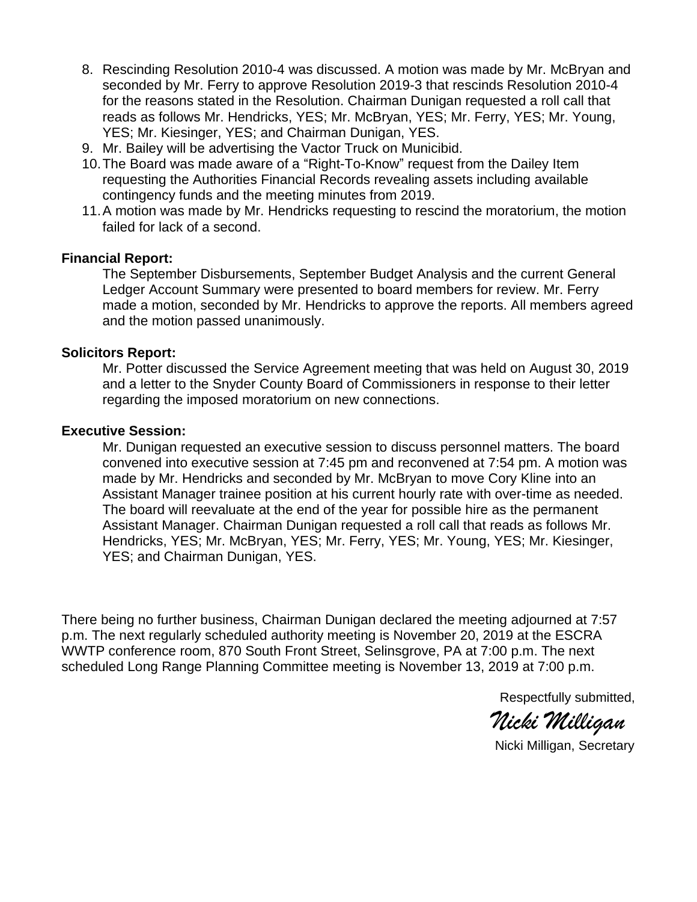8. Rescinding Resolution 2010-4 was discussed. A motion was made by Mr. McBryan and seconded by Mr. Ferry to approve Resolution 2019-3 that rescinds Resolution 2010-4 for the reasons stated in the Resolution. Chairman Dunigan requested a roll call that reads as follows Mr. Hendricks, YES; Mr. McBryan, YES; Mr. Ferry, YES; Mr. Young, YES; Mr. Kiesinger, YES; and Chairman Dunigan, YES.
9. Mr. Bailey will be advertising the Vactor Truck on Municibid.
10. The Board was made aware of a "Right-To-Know" request from the Dailey Item requesting the Authorities Financial Records revealing assets including available contingency funds and the meeting minutes from 2019.
11. A motion was made by Mr. Hendricks requesting to rescind the moratorium, the motion failed for lack of a second.

**Financial Report:**

The September Disbursements, September Budget Analysis and the current General Ledger Account Summary were presented to board members for review. Mr. Ferry made a motion, seconded by Mr. Hendricks to approve the reports. All members agreed and the motion passed unanimously.

**Solicitors Report:**

Mr. Potter discussed the Service Agreement meeting that was held on August 30, 2019 and a letter to the Snyder County Board of Commissioners in response to their letter regarding the imposed moratorium on new connections.

**Executive Session:**

Mr. Dunigan requested an executive session to discuss personnel matters. The board convened into executive session at 7:45 pm and reconvened at 7:54 pm. A motion was made by Mr. Hendricks and seconded by Mr. McBryan to move Cory Kline into an Assistant Manager trainee position at his current hourly rate with over-time as needed. The board will reevaluate at the end of the year for possible hire as the permanent Assistant Manager. Chairman Dunigan requested a roll call that reads as follows Mr. Hendricks, YES; Mr. McBryan, YES; Mr. Ferry, YES; Mr. Young, YES; Mr. Kiesinger, YES; and Chairman Dunigan, YES.

There being no further business, Chairman Dunigan declared the meeting adjourned at 7:57 p.m. The next regularly scheduled authority meeting is November 20, 2019 at the ESCRA WWTP conference room, 870 South Front Street, Selinsgrove, PA at 7:00 p.m. The next scheduled Long Range Planning Committee meeting is November 13, 2019 at 7:00 p.m.

Respectfully submitted,

*Nicki Milligan*

Nicki Milligan, Secretary